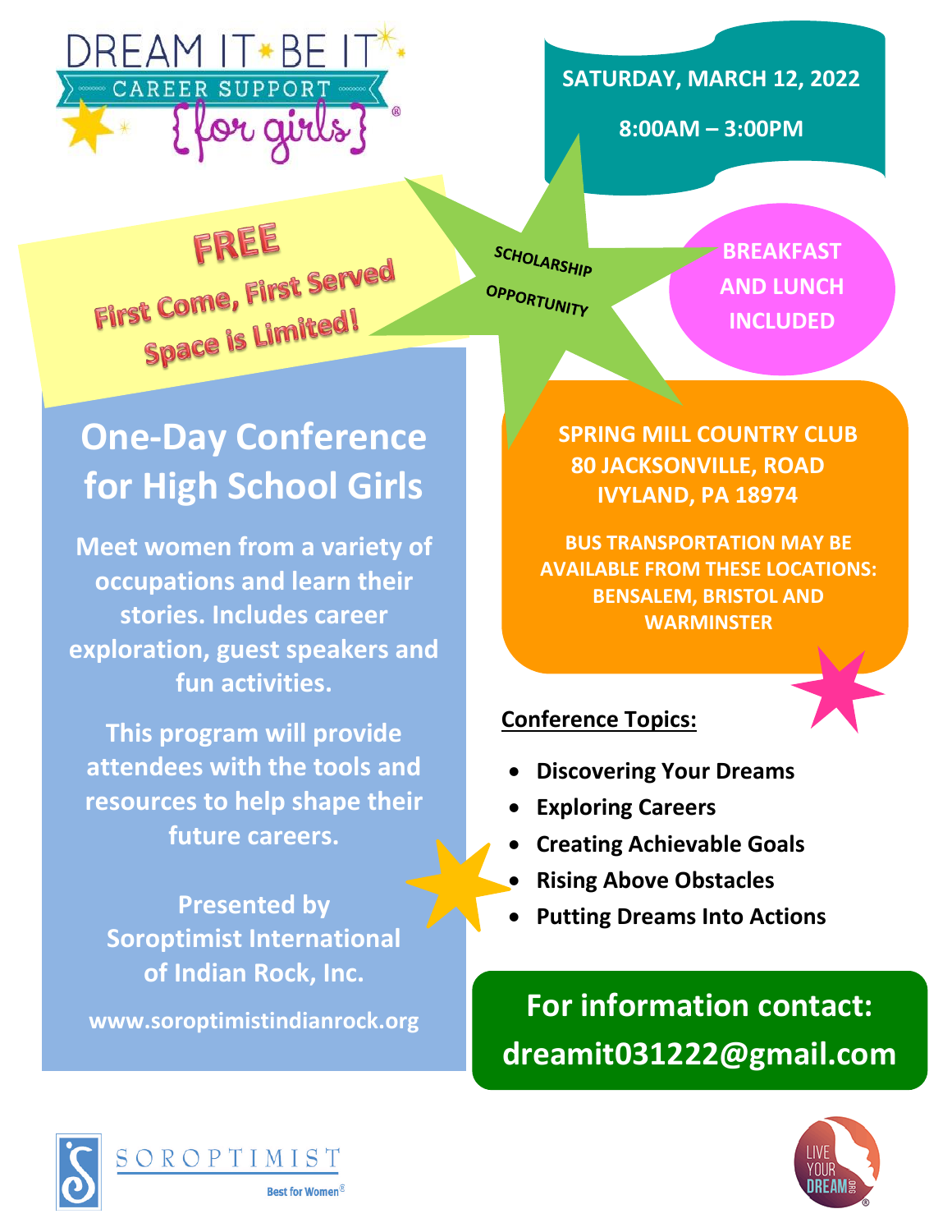# DREAM IT BE IT

CAREER SUPPORT {for girls}®

**SATURDAY, MARCH 12, 2022**

**8:00AM – 3:00PM**

**FREE**

**First Come, First Served**

**Space is Limited!**

**SCHOLARSHIP OPPORTUNITY**

**BREAKFAST AND LUNCH INCLUDED**

## One-Day Conference for High School Girls

**Meet women from a variety of occupations and learn their stories. Includes career exploration, guest speakers and fun activities.**

**This program will provide attendees with the tools and resources to help shape their future careers.**

**Presented by Soroptimist International of Indian Rock, Inc.**

**www.soroptimistindianrock.org**

**SPRING MILL COUNTRY CLUB**
**80 JACKSONVILLE, ROAD**
**IVYLAND, PA 18974**

**BUS TRANSPORTATION MAY BE AVAILABLE FROM THESE LOCATIONS: BENSALEM, BRISTOL AND WARMINSTER**

**Conference Topics:**

- **Discovering Your Dreams**
- **Exploring Careers**
- **Creating Achievable Goals**
- **Rising Above Obstacles**
- **Putting Dreams Into Actions**

**For information contact: dreamit031222@gmail.com**

SOROPTIMIST Best for Women®

LIVE YOUR DREAM.ORG®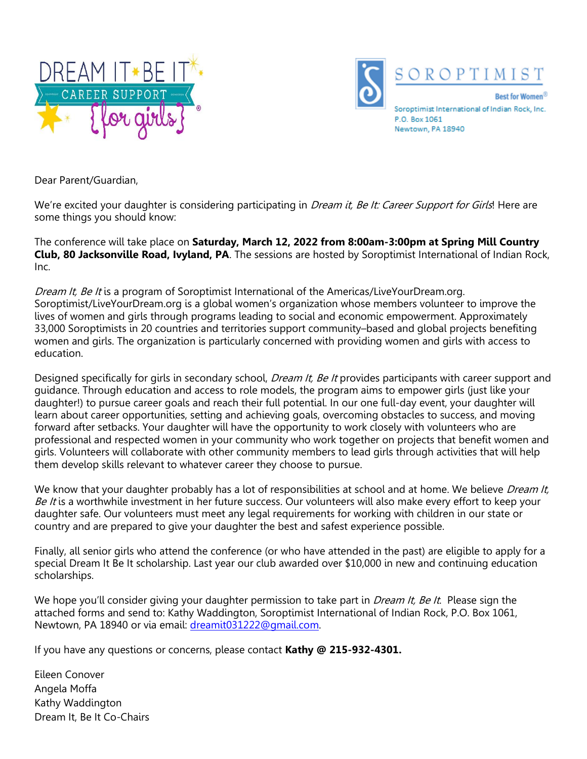DREAM IT BE IT
CAREER SUPPORT
{for girls}

SOROPTIMIST
Best for Women
Soroptimist International of Indian Rock, Inc.
P.O. Box 1061
Newtown, PA 18940

Dear Parent/Guardian,

We're excited your daughter is considering participating in *Dream it, Be It: Career Support for Girls*! Here are some things you should know:

The conference will take place on **Saturday, March 12, 2022 from 8:00am-3:00pm at Spring Mill Country Club, 80 Jacksonville Road, Ivyland, PA**. The sessions are hosted by Soroptimist International of Indian Rock, Inc.

*Dream It, Be It* is a program of Soroptimist International of the Americas/LiveYourDream.org. Soroptimist/LiveYourDream.org is a global women's organization whose members volunteer to improve the lives of women and girls through programs leading to social and economic empowerment. Approximately 33,000 Soroptimists in 20 countries and territories support community–based and global projects benefiting women and girls. The organization is particularly concerned with providing women and girls with access to education.

Designed specifically for girls in secondary school, *Dream It, Be It* provides participants with career support and guidance. Through education and access to role models, the program aims to empower girls (just like your daughter!) to pursue career goals and reach their full potential. In our one full-day event, your daughter will learn about career opportunities, setting and achieving goals, overcoming obstacles to success, and moving forward after setbacks. Your daughter will have the opportunity to work closely with volunteers who are professional and respected women in your community who work together on projects that benefit women and girls. Volunteers will collaborate with other community members to lead girls through activities that will help them develop skills relevant to whatever career they choose to pursue.

We know that your daughter probably has a lot of responsibilities at school and at home. We believe *Dream It, Be It* is a worthwhile investment in her future success. Our volunteers will also make every effort to keep your daughter safe. Our volunteers must meet any legal requirements for working with children in our state or country and are prepared to give your daughter the best and safest experience possible.

Finally, all senior girls who attend the conference (or who have attended in the past) are eligible to apply for a special Dream It Be It scholarship. Last year our club awarded over $10,000 in new and continuing education scholarships.

We hope you'll consider giving your daughter permission to take part in *Dream It, Be It*. Please sign the attached forms and send to: Kathy Waddington, Soroptimist International of Indian Rock, P.O. Box 1061, Newtown, PA 18940 or via email: dreamit031222@gmail.com.

If you have any questions or concerns, please contact **Kathy @ 215-932-4301.**

Eileen Conover
Angela Moffa
Kathy Waddington
Dream It, Be It Co-Chairs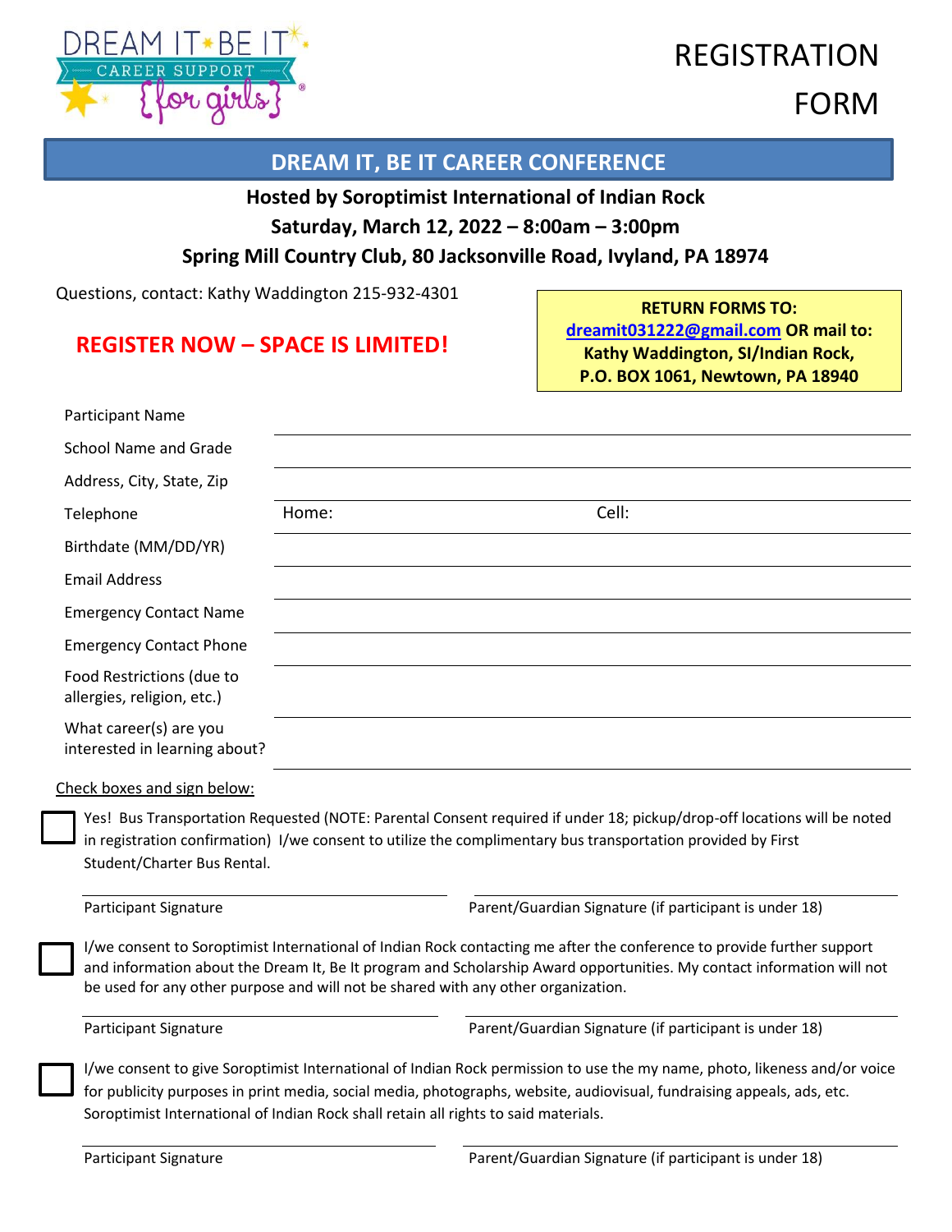# REGISTRATION FORM

## DREAM IT, BE IT CAREER CONFERENCE

**Hosted by Soroptimist International of Indian Rock**

**Saturday, March 12, 2022 – 8:00am – 3:00pm**

**Spring Mill Country Club, 80 Jacksonville Road, Ivyland, PA 18974**

Questions, contact: Kathy Waddington 215-932-4301

**REGISTER NOW – SPACE IS LIMITED!**

**RETURN FORMS TO:**
**dreamit031222@gmail.com OR mail to:**
**Kathy Waddington, SI/Indian Rock,**
**P.O. BOX 1061, Newtown, PA 18940**

| | |
|---|---|
| Participant Name | |
| School Name and Grade | |
| Address, City, State, Zip | |
| Telephone | Home: Cell: |
| Birthdate (MM/DD/YR) | |
| Email Address | |
| Emergency Contact Name | |
| Emergency Contact Phone | |
| Food Restrictions (due to allergies, religion, etc.) | |
| What career(s) are you interested in learning about? | |

Check boxes and sign below:

☐ Yes! Bus Transportation Requested (NOTE: Parental Consent required if under 18; pickup/drop-off locations will be noted in registration confirmation) I/we consent to utilize the complimentary bus transportation provided by First Student/Charter Bus Rental.

Participant Signature _______________ Parent/Guardian Signature (if participant is under 18) _______________

☐ I/we consent to Soroptimist International of Indian Rock contacting me after the conference to provide further support and information about the Dream It, Be It program and Scholarship Award opportunities. My contact information will not be used for any other purpose and will not be shared with any other organization.

Participant Signature _______________ Parent/Guardian Signature (if participant is under 18) _______________

☐ I/we consent to give Soroptimist International of Indian Rock permission to use the my name, photo, likeness and/or voice for publicity purposes in print media, social media, photographs, website, audiovisual, fundraising appeals, ads, etc. Soroptimist International of Indian Rock shall retain all rights to said materials.

Participant Signature _______________ Parent/Guardian Signature (if participant is under 18) _______________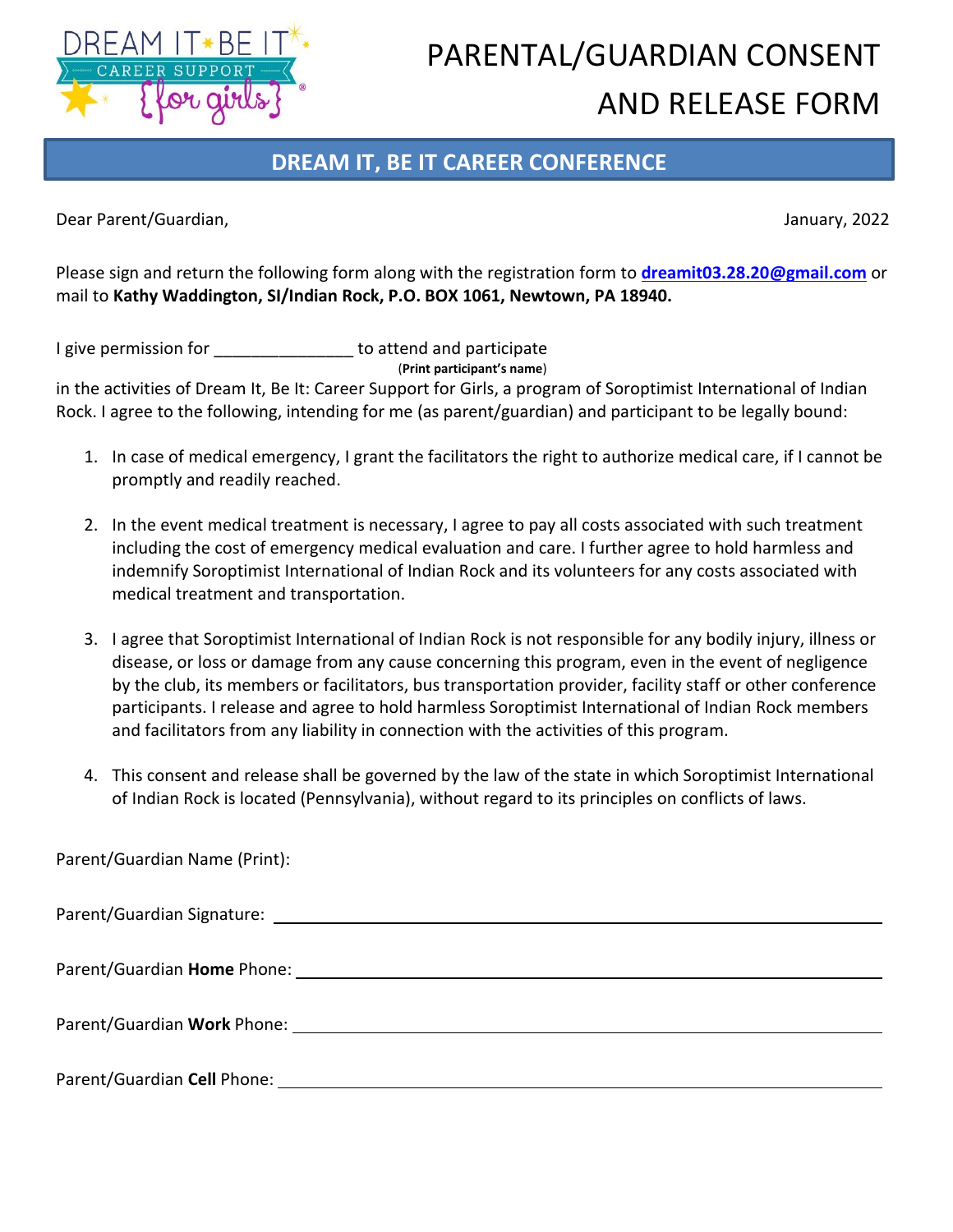# PARENTAL/GUARDIAN CONSENT AND RELEASE FORM

## DREAM IT, BE IT CAREER CONFERENCE

Dear Parent/Guardian,

January, 2022

Please sign and return the following form along with the registration form to **dreamit03.28.20@gmail.com** or mail to **Kathy Waddington, SI/Indian Rock, P.O. BOX 1061, Newtown, PA 18940.**

I give permission for _______________ to attend and participate
(**Print participant's name**)
in the activities of Dream It, Be It: Career Support for Girls, a program of Soroptimist International of Indian Rock. I agree to the following, intending for me (as parent/guardian) and participant to be legally bound:

1. In case of medical emergency, I grant the facilitators the right to authorize medical care, if I cannot be promptly and readily reached.
2. In the event medical treatment is necessary, I agree to pay all costs associated with such treatment including the cost of emergency medical evaluation and care. I further agree to hold harmless and indemnify Soroptimist International of Indian Rock and its volunteers for any costs associated with medical treatment and transportation.
3. I agree that Soroptimist International of Indian Rock is not responsible for any bodily injury, illness or disease, or loss or damage from any cause concerning this program, even in the event of negligence by the club, its members or facilitators, bus transportation provider, facility staff or other conference participants. I release and agree to hold harmless Soroptimist International of Indian Rock members and facilitators from any liability in connection with the activities of this program.
4. This consent and release shall be governed by the law of the state in which Soroptimist International of Indian Rock is located (Pennsylvania), without regard to its principles on conflicts of laws.

Parent/Guardian Name (Print):

Parent/Guardian Signature: ______________________________

Parent/Guardian **Home** Phone: ______________________________

Parent/Guardian **Work** Phone: ______________________________

Parent/Guardian **Cell** Phone: ______________________________